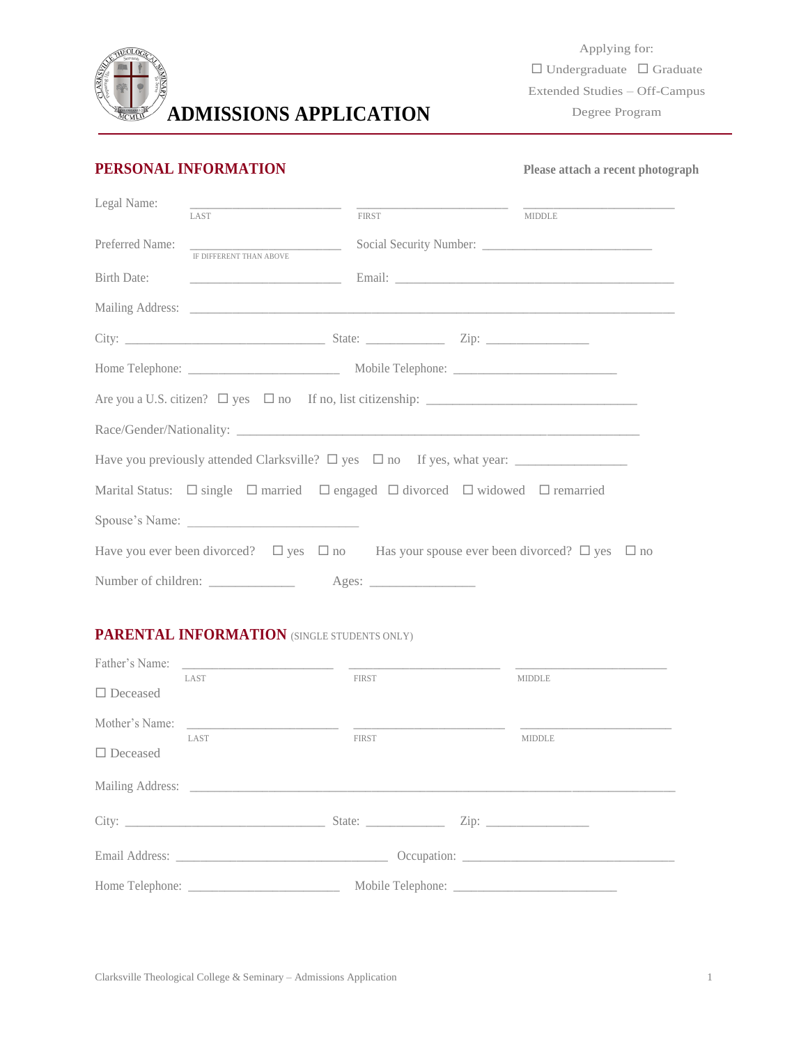# ADMISSIONS APPLICATION

Applying for:
☐ Undergraduate ☐ Graduate
Extended Studies – Off-Campus Degree Program

## PERSONAL INFORMATION

**Please attach a recent photograph**

Legal Name: ______________________ ______________________ ______________________
LAST FIRST MIDDLE

Preferred Name: ______________________ Social Security Number: ______________________
IF DIFFERENT THAN ABOVE

Birth Date: ______________________ Email: ______________________

Mailing Address: ______________________________________________

City: ______________________ State: ____________ Zip: ______________

Home Telephone: ______________________ Mobile Telephone: ______________________

Are you a U.S. citizen? ☐ yes ☐ no If no, list citizenship: ______________________

Race/Gender/Nationality: ______________________________________________

Have you previously attended Clarksville? ☐ yes ☐ no If yes, what year: ______________

Marital Status: ☐ single ☐ married ☐ engaged ☐ divorced ☐ widowed ☐ remarried

Spouse's Name: ______________________

Have you ever been divorced? ☐ yes ☐ no Has your spouse ever been divorced? ☐ yes ☐ no

Number of children: ____________ Ages: ______________

## PARENTAL INFORMATION (SINGLE STUDENTS ONLY)

Father's Name: ______________________ ______________________ ______________________
LAST FIRST MIDDLE

☐ Deceased

Mother's Name: ______________________ ______________________ ______________________
LAST FIRST MIDDLE

☐ Deceased

Mailing Address: ______________________________________________

City: ______________________ State: ____________ Zip: ______________

Email Address: ______________________ Occupation: ______________________

Home Telephone: ______________________ Mobile Telephone: ______________________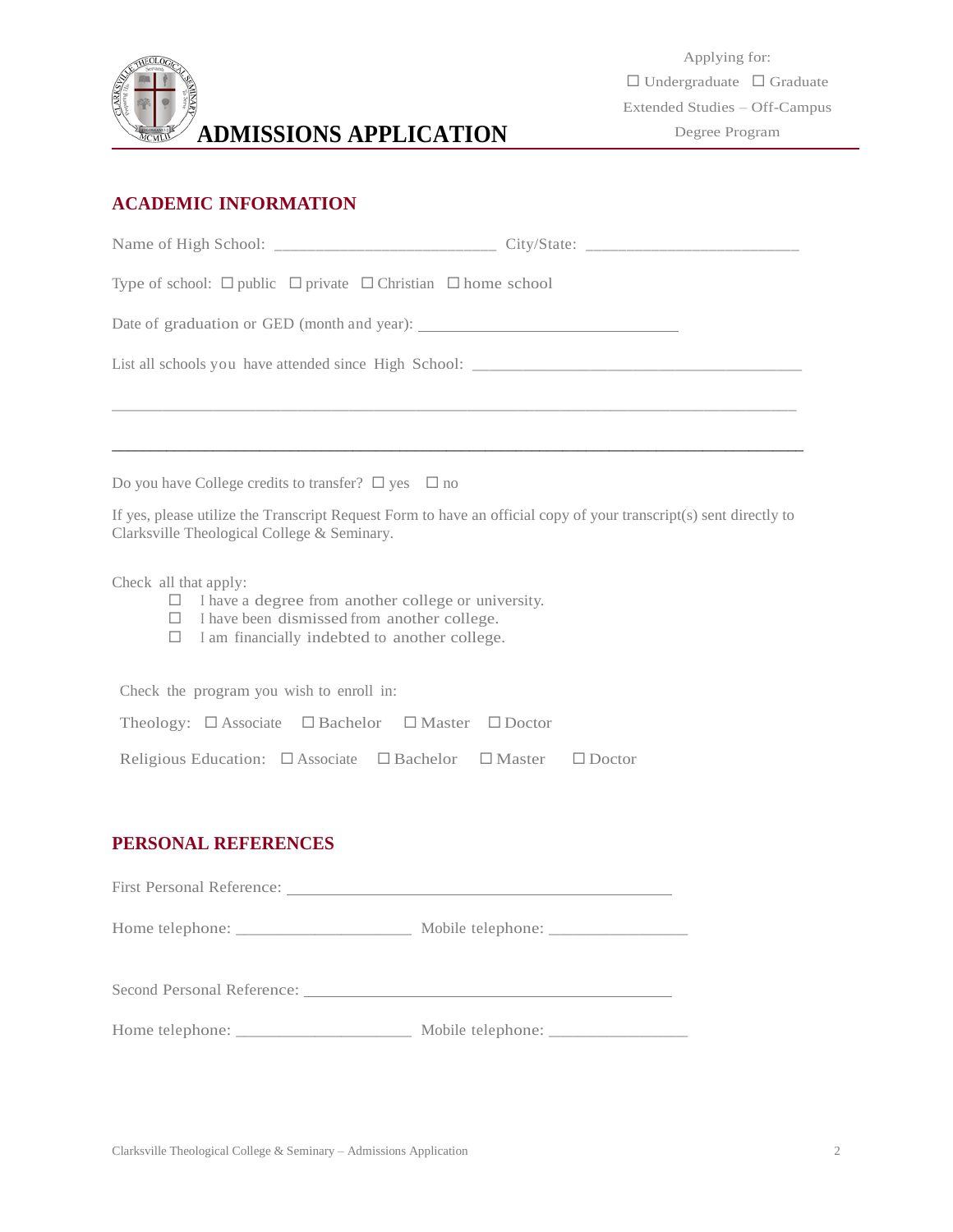# ADMISSIONS APPLICATION

Applying for:
☐ Undergraduate ☐ Graduate
Extended Studies – Off-Campus
Degree Program

## ACADEMIC INFORMATION

Name of High School: __________________________ City/State: _________________________

Type of school: ☐ public ☐ private ☐ Christian ☐ home school

Date of graduation or GED (month and year): ______________________________

List all schools you have attended since High School: ______________________________________

_____________________________________________________________________________

_____________________________________________________________________________

Do you have College credits to transfer? ☐ yes ☐ no

If yes, please utilize the Transcript Request Form to have an official copy of your transcript(s) sent directly to Clarksville Theological College & Seminary.

Check all that apply:

- ☐ I have a degree from another college or university.
- ☐ I have been dismissed from another college.
- ☐ I am financially indebted to another college.

Check the program you wish to enroll in:

Theology: ☐ Associate ☐ Bachelor ☐ Master ☐ Doctor

Religious Education: ☐ Associate ☐ Bachelor ☐ Master ☐ Doctor

## PERSONAL REFERENCES

First Personal Reference: _____________________________________________

Home telephone: ____________________ Mobile telephone: ________________

Second Personal Reference: ___________________________________________

Home telephone: ____________________ Mobile telephone: ________________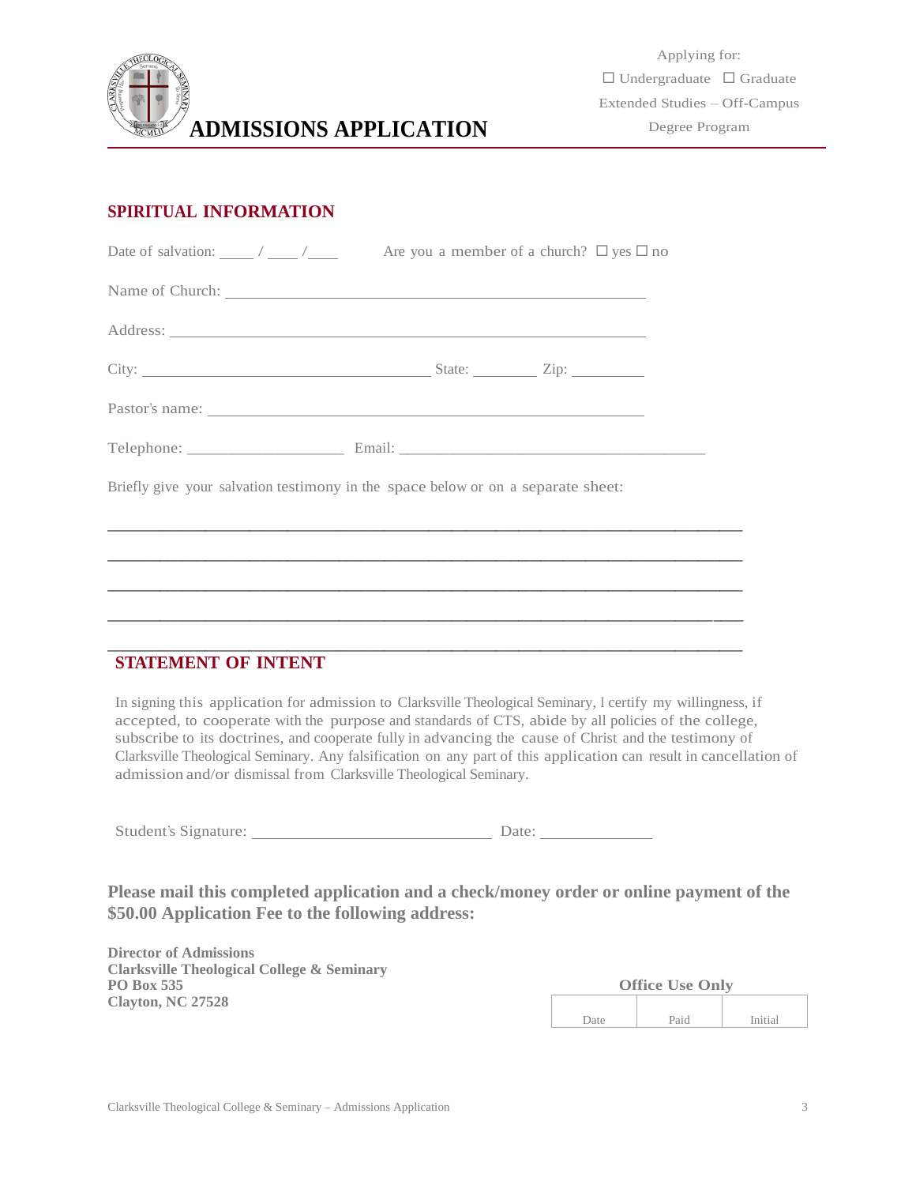# ADMISSIONS APPLICATION

Applying for:

☐ Undergraduate ☐ Graduate

Extended Studies – Off-Campus Degree Program

## SPIRITUAL INFORMATION

Date of salvation: ____ / ____ /____ Are you a member of a church? ☐ yes ☐ no

Name of Church: ______________________________________________

Address: ______________________________________________________

City: ________________________________ State: _______ Zip: ________

Pastor's name: _________________________________________________

Telephone: ___________________ Email: ____________________________________

Briefly give your salvation testimony in the space below or on a separate sheet:

_________________________________________________________________________

_________________________________________________________________________

_________________________________________________________________________

_________________________________________________________________________

_________________________________________________________________________

## STATEMENT OF INTENT

In signing this application for admission to Clarksville Theological Seminary, I certify my willingness, if accepted, to cooperate with the purpose and standards of CTS, abide by all policies of the college, subscribe to its doctrines, and cooperate fully in advancing the cause of Christ and the testimony of Clarksville Theological Seminary. Any falsification on any part of this application can result in cancellation of admission and/or dismissal from Clarksville Theological Seminary.

Student's Signature: ____________________________ Date: _____________

**Please mail this completed application and a check/money order or online payment of the $50.00 Application Fee to the following address:**

**Director of Admissions**
**Clarksville Theological College & Seminary**
**PO Box 535**
**Clayton, NC 27528**

**Office Use Only**

| Date | Paid | Initial |
|---|---|---|
| | | |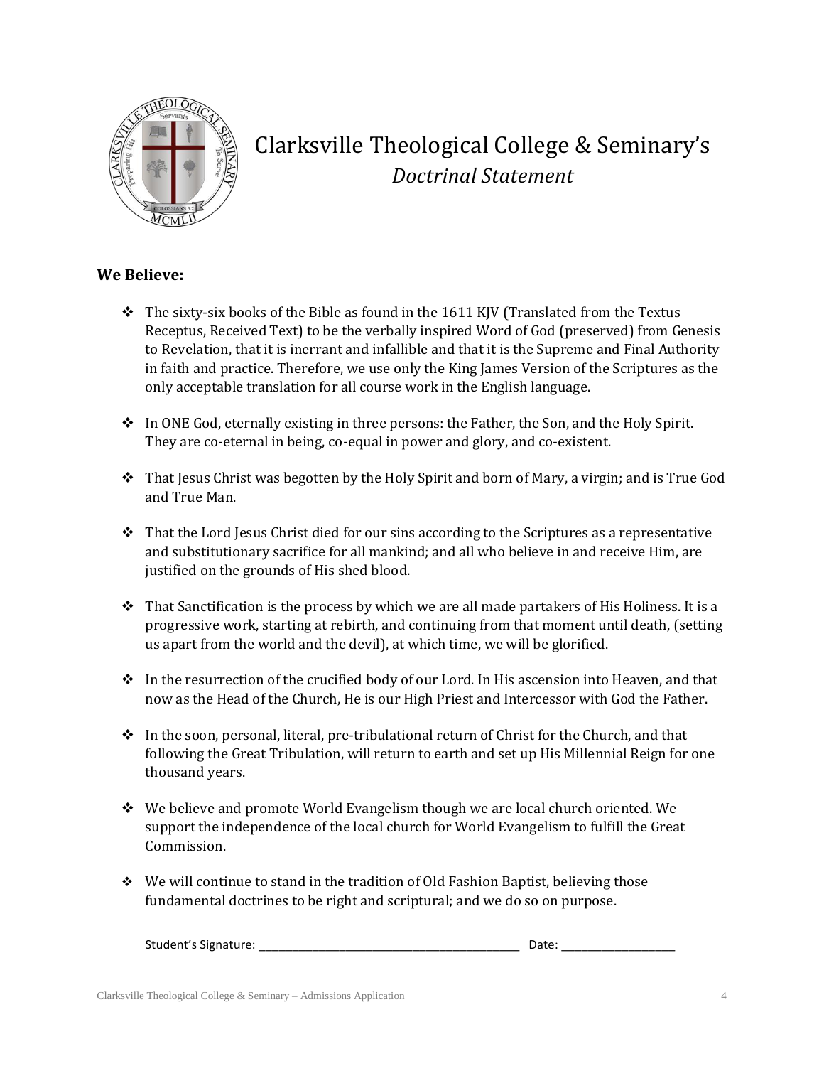# Clarksville Theological College & Seminary's

## *Doctrinal Statement*

**We Believe:**

- The sixty-six books of the Bible as found in the 1611 KJV (Translated from the Textus Receptus, Received Text) to be the verbally inspired Word of God (preserved) from Genesis to Revelation, that it is inerrant and infallible and that it is the Supreme and Final Authority in faith and practice. Therefore, we use only the King James Version of the Scriptures as the only acceptable translation for all course work in the English language.

- In ONE God, eternally existing in three persons: the Father, the Son, and the Holy Spirit. They are co-eternal in being, co-equal in power and glory, and co-existent.

- That Jesus Christ was begotten by the Holy Spirit and born of Mary, a virgin; and is True God and True Man.

- That the Lord Jesus Christ died for our sins according to the Scriptures as a representative and substitutionary sacrifice for all mankind; and all who believe in and receive Him, are justified on the grounds of His shed blood.

- That Sanctification is the process by which we are all made partakers of His Holiness. It is a progressive work, starting at rebirth, and continuing from that moment until death, (setting us apart from the world and the devil), at which time, we will be glorified.

- In the resurrection of the crucified body of our Lord. In His ascension into Heaven, and that now as the Head of the Church, He is our High Priest and Intercessor with God the Father.

- In the soon, personal, literal, pre-tribulational return of Christ for the Church, and that following the Great Tribulation, will return to earth and set up His Millennial Reign for one thousand years.

- We believe and promote World Evangelism though we are local church oriented. We support the independence of the local church for World Evangelism to fulfill the Great Commission.

- We will continue to stand in the tradition of Old Fashion Baptist, believing those fundamental doctrines to be right and scriptural; and we do so on purpose.

Student's Signature: ________________________________________ Date: ___________________